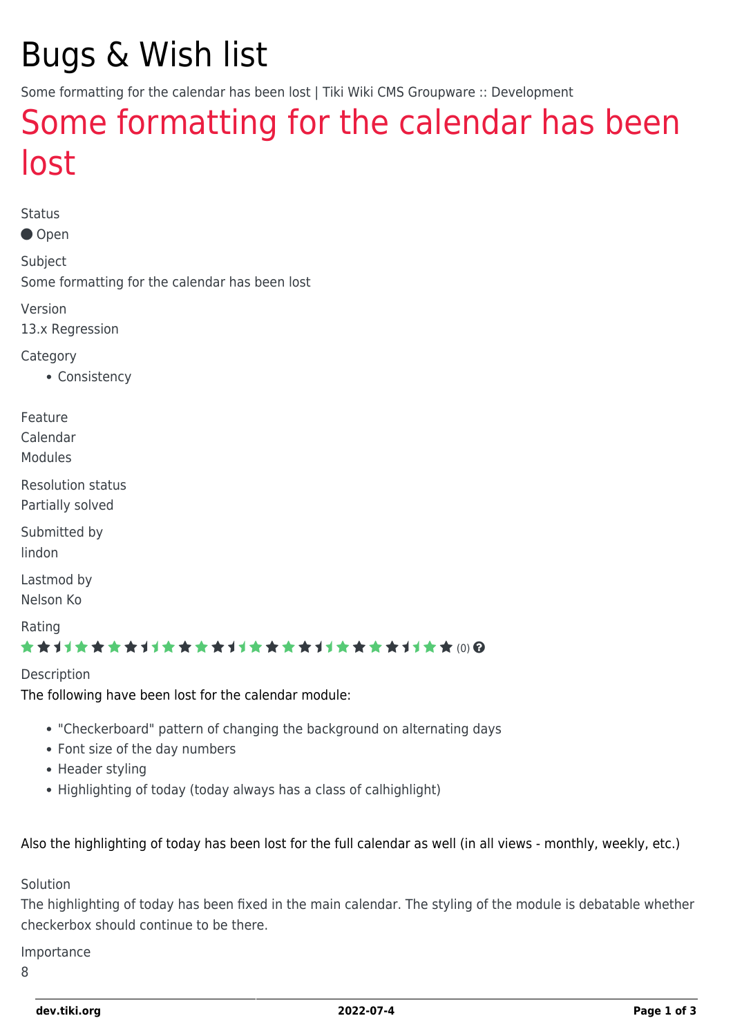# Bugs & Wish list

Some formatting for the calendar has been lost | Tiki Wiki CMS Groupware :: Development

## Some formatting for the calendar has been lost

Status

Open

Subject

Some formatting for the calendar has been lost

Version

13.x Regression

Category

- Consistency

Feature

Calendar

Modules

Resolution status

Partially solved

Submitted by

lindon

Lastmod by

Nelson Ko

Rating

(0)

Description

The following have been lost for the calendar module:

- "Checkerboard" pattern of changing the background on alternating days
- Font size of the day numbers
- Header styling
- Highlighting of today (today always has a class of calhighlight)

Also the highlighting of today has been lost for the full calendar as well (in all views - monthly, weekly, etc.)

Solution

The highlighting of today has been fixed in the main calendar. The styling of the module is debatable whether checkerbox should continue to be there.

Importance

8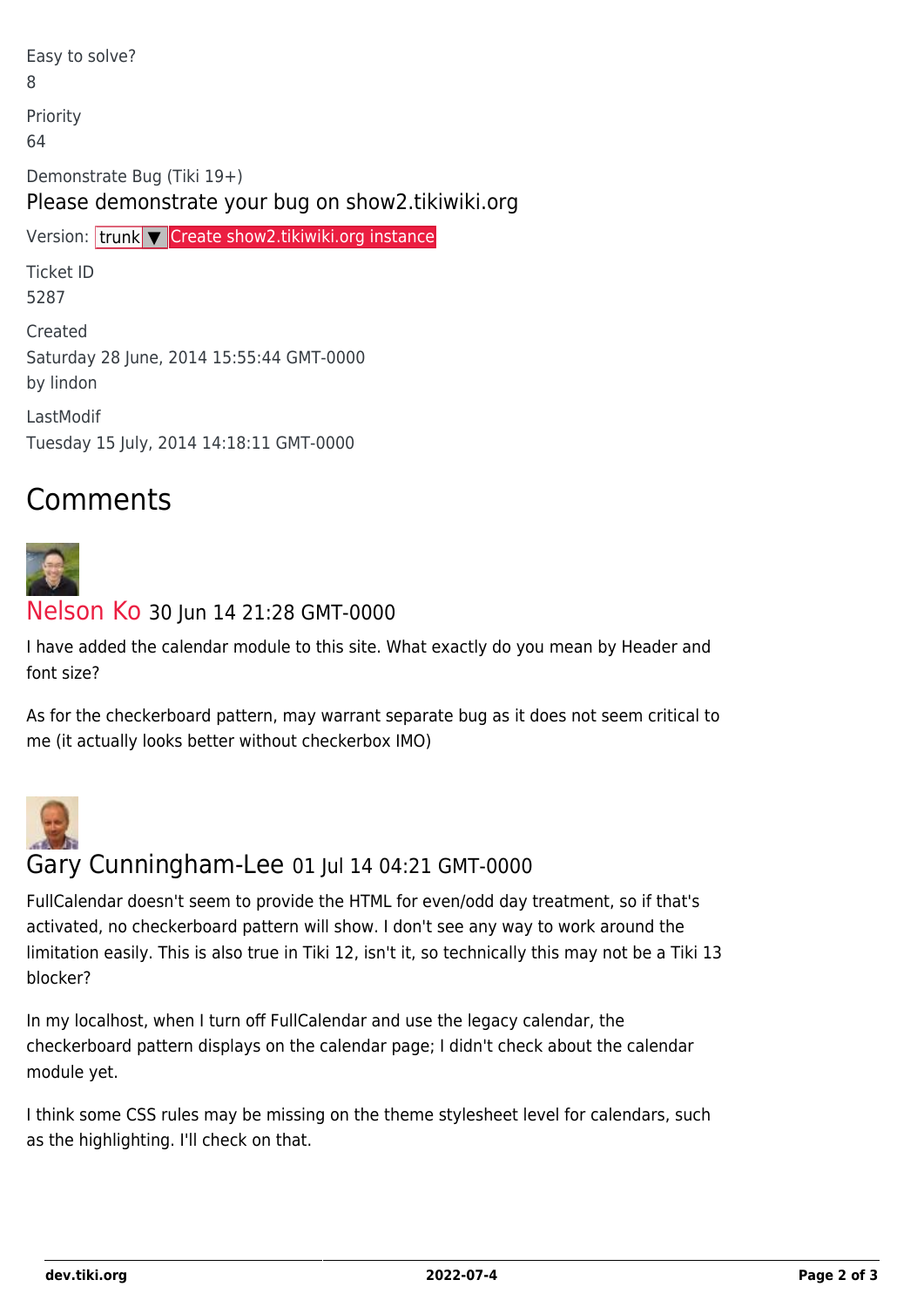Easy to solve?

8

Priority

64

Demonstrate Bug (Tiki 19+)

Please demonstrate your bug on show2.tikiwiki.org

Version: trunk ▼ Create show2.tikiwiki.org instance

Ticket ID

5287

Created

Saturday 28 June, 2014 15:55:44 GMT-0000

by lindon

LastModif

Tuesday 15 July, 2014 14:18:11 GMT-0000

## Comments

### Nelson Ko 30 Jun 14 21:28 GMT-0000

I have added the calendar module to this site. What exactly do you mean by Header and font size?

As for the checkerboard pattern, may warrant separate bug as it does not seem critical to me (it actually looks better without checkerbox IMO)

### Gary Cunningham-Lee 01 Jul 14 04:21 GMT-0000

FullCalendar doesn't seem to provide the HTML for even/odd day treatment, so if that's activated, no checkerboard pattern will show. I don't see any way to work around the limitation easily. This is also true in Tiki 12, isn't it, so technically this may not be a Tiki 13 blocker?

In my localhost, when I turn off FullCalendar and use the legacy calendar, the checkerboard pattern displays on the calendar page; I didn't check about the calendar module yet.

I think some CSS rules may be missing on the theme stylesheet level for calendars, such as the highlighting. I'll check on that.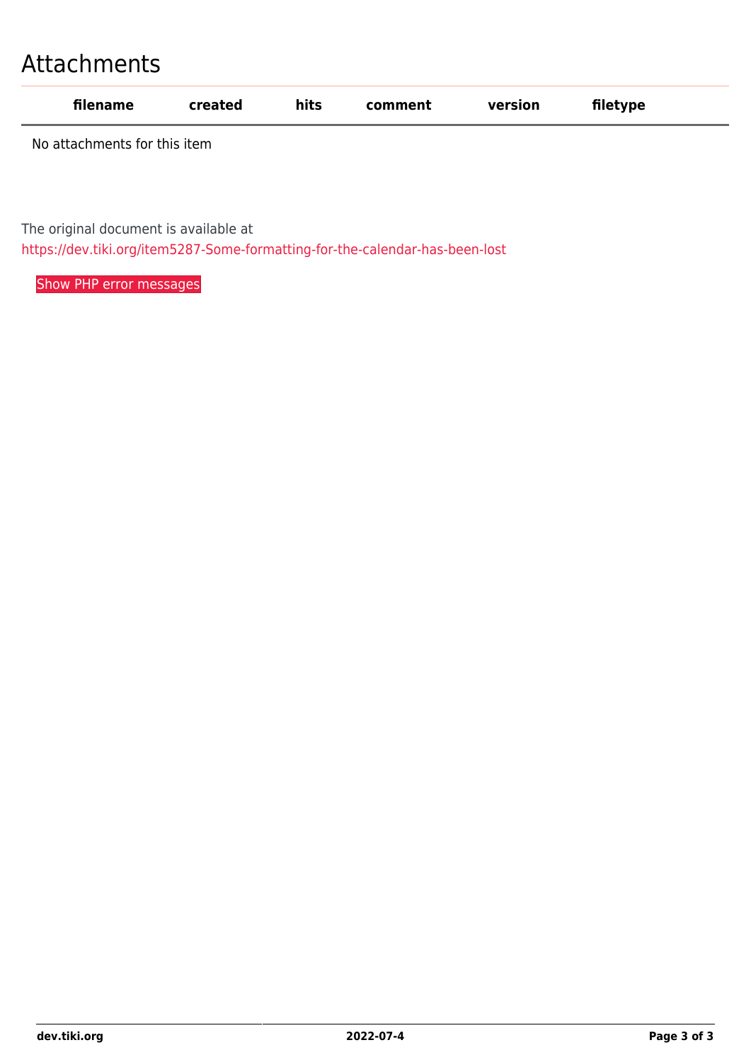# Attachments

| filename | created | hits | comment | version | filetype |
|---|---|---|---|---|---|

No attachments for this item

The original document is available at
https://dev.tiki.org/item5287-Some-formatting-for-the-calendar-has-been-lost

Show PHP error messages